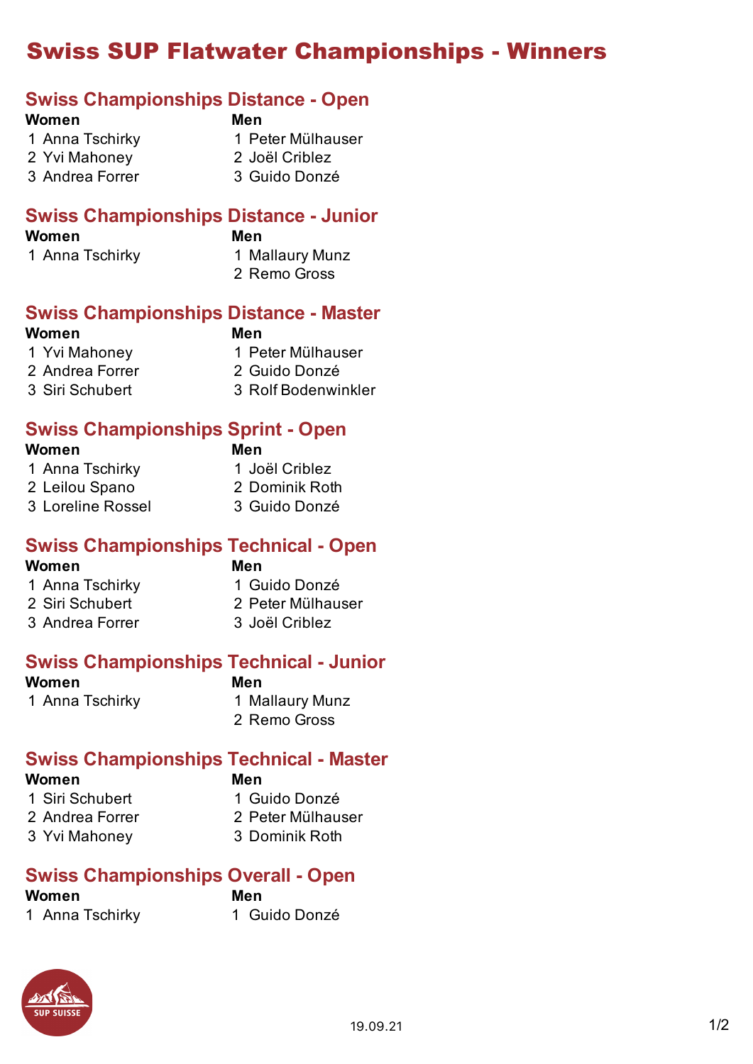# Swiss SUP Flatwater Championships - Winners

## Swiss Championships Distance - Open

| Women | Men |
|---|---|
| 1 Anna Tschirky | 1 Peter Mülhauser |
| 2 Yvi Mahoney | 2 Joël Criblez |
| 3 Andrea Forrer | 3 Guido Donzé |

## Swiss Championships Distance - Junior

| Women | Men |
|---|---|
| 1 Anna Tschirky | 1 Mallaury Munz |
| | 2 Remo Gross |

## Swiss Championships Distance - Master

| Women | Men |
|---|---|
| 1 Yvi Mahoney | 1 Peter Mülhauser |
| 2 Andrea Forrer | 2 Guido Donzé |
| 3 Siri Schubert | 3 Rolf Bodenwinkler |

## Swiss Championships Sprint - Open

| Women | Men |
|---|---|
| 1 Anna Tschirky | 1 Joël Criblez |
| 2 Leilou Spano | 2 Dominik Roth |
| 3 Loreline Rossel | 3 Guido Donzé |

## Swiss Championships Technical - Open

| Women | Men |
|---|---|
| 1 Anna Tschirky | 1 Guido Donzé |
| 2 Siri Schubert | 2 Peter Mülhauser |
| 3 Andrea Forrer | 3 Joël Criblez |

## Swiss Championships Technical - Junior

| Women | Men |
|---|---|
| 1 Anna Tschirky | 1 Mallaury Munz |
| | 2 Remo Gross |

## Swiss Championships Technical - Master

| Women | Men |
|---|---|
| 1 Siri Schubert | 1 Guido Donzé |
| 2 Andrea Forrer | 2 Peter Mülhauser |
| 3 Yvi Mahoney | 3 Dominik Roth |

## Swiss Championships Overall - Open

| Women | Men |
|---|---|
| 1 Anna Tschirky | 1 Guido Donzé |

SUP SUISSE

19.09.21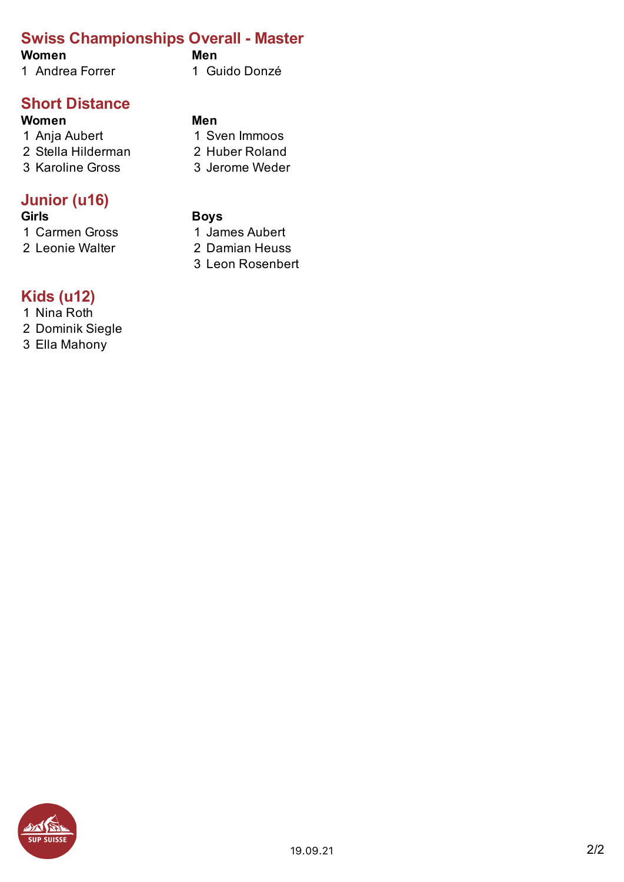## Swiss Championships Overall - Master

**Women**

1 Andrea Forrer

**Men**

1 Guido Donzé

## Short Distance

**Women**

1 Anja Aubert
2 Stella Hilderman
3 Karoline Gross

**Men**

1 Sven Immoos
2 Huber Roland
3 Jerome Weder

## Junior (u16)

**Girls**

1 Carmen Gross
2 Leonie Walter

**Boys**

1 James Aubert
2 Damian Heuss
3 Leon Rosenbert

## Kids (u12)

1 Nina Roth
2 Dominik Siegle
3 Ella Mahony

SUP SUISSE

19.09.21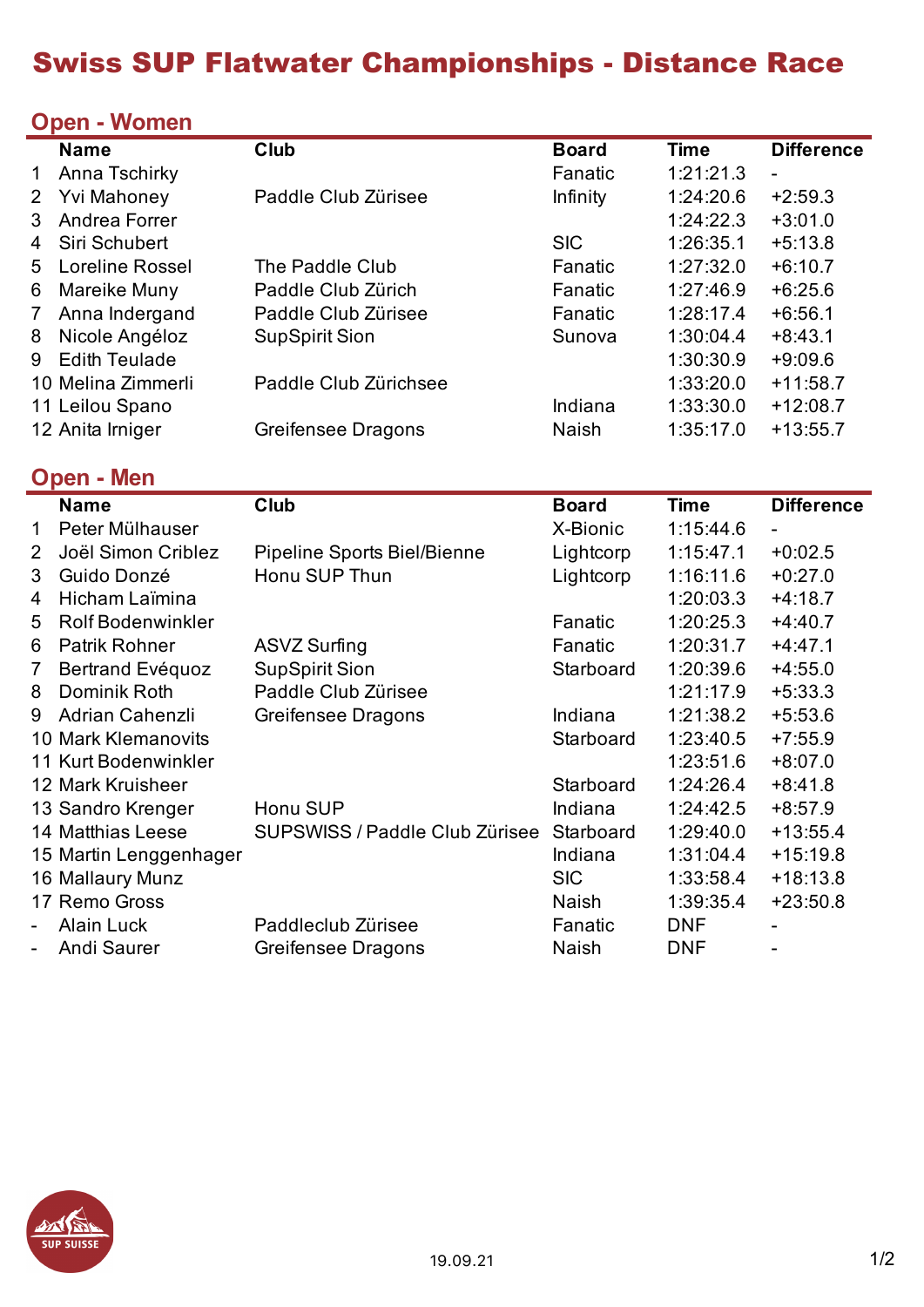# Swiss SUP Flatwater Championships - Distance Race

## Open - Women

| | Name | Club | Board | Time | Difference |
|---|---|---|---|---|---|
| 1 | Anna Tschirky | | Fanatic | 1:21:21.3 | - |
| 2 | Yvi Mahoney | Paddle Club Zürisee | Infinity | 1:24:20.6 | +2:59.3 |
| 3 | Andrea Forrer | | | 1:24:22.3 | +3:01.0 |
| 4 | Siri Schubert | | SIC | 1:26:35.1 | +5:13.8 |
| 5 | Loreline Rossel | The Paddle Club | Fanatic | 1:27:32.0 | +6:10.7 |
| 6 | Mareike Muny | Paddle Club Zürich | Fanatic | 1:27:46.9 | +6:25.6 |
| 7 | Anna Indergand | Paddle Club Zürisee | Fanatic | 1:28:17.4 | +6:56.1 |
| 8 | Nicole Angéloz | SupSpirit Sion | Sunova | 1:30:04.4 | +8:43.1 |
| 9 | Edith Teulade | | | 1:30:30.9 | +9:09.6 |
| 10 | Melina Zimmerli | Paddle Club Zürichsee | | 1:33:20.0 | +11:58.7 |
| 11 | Leilou Spano | | Indiana | 1:33:30.0 | +12:08.7 |
| 12 | Anita Irniger | Greifensee Dragons | Naish | 1:35:17.0 | +13:55.7 |

## Open - Men

| | Name | Club | Board | Time | Difference |
|---|---|---|---|---|---|
| 1 | Peter Mülhauser | | X-Bionic | 1:15:44.6 | - |
| 2 | Joël Simon Criblez | Pipeline Sports Biel/Bienne | Lightcorp | 1:15:47.1 | +0:02.5 |
| 3 | Guido Donzé | Honu SUP Thun | Lightcorp | 1:16:11.6 | +0:27.0 |
| 4 | Hicham Laïmina | | | 1:20:03.3 | +4:18.7 |
| 5 | Rolf Bodenwinkler | | Fanatic | 1:20:25.3 | +4:40.7 |
| 6 | Patrik Rohner | ASVZ Surfing | Fanatic | 1:20:31.7 | +4:47.1 |
| 7 | Bertrand Evéquoz | SupSpirit Sion | Starboard | 1:20:39.6 | +4:55.0 |
| 8 | Dominik Roth | Paddle Club Zürisee | | 1:21:17.9 | +5:33.3 |
| 9 | Adrian Cahenzli | Greifensee Dragons | Indiana | 1:21:38.2 | +5:53.6 |
| 10 | Mark Klemanovits | | Starboard | 1:23:40.5 | +7:55.9 |
| 11 | Kurt Bodenwinkler | | | 1:23:51.6 | +8:07.0 |
| 12 | Mark Kruisheer | | Starboard | 1:24:26.4 | +8:41.8 |
| 13 | Sandro Krenger | Honu SUP | Indiana | 1:24:42.5 | +8:57.9 |
| 14 | Matthias Leese | SUPSWISS / Paddle Club Zürisee | Starboard | 1:29:40.0 | +13:55.4 |
| 15 | Martin Lenggenhager | | Indiana | 1:31:04.4 | +15:19.8 |
| 16 | Mallaury Munz | | SIC | 1:33:58.4 | +18:13.8 |
| 17 | Remo Gross | | Naish | 1:39:35.4 | +23:50.8 |
| - | Alain Luck | Paddleclub Zürisee | Fanatic | DNF | - |
| - | Andi Saurer | Greifensee Dragons | Naish | DNF | - |

19.09.21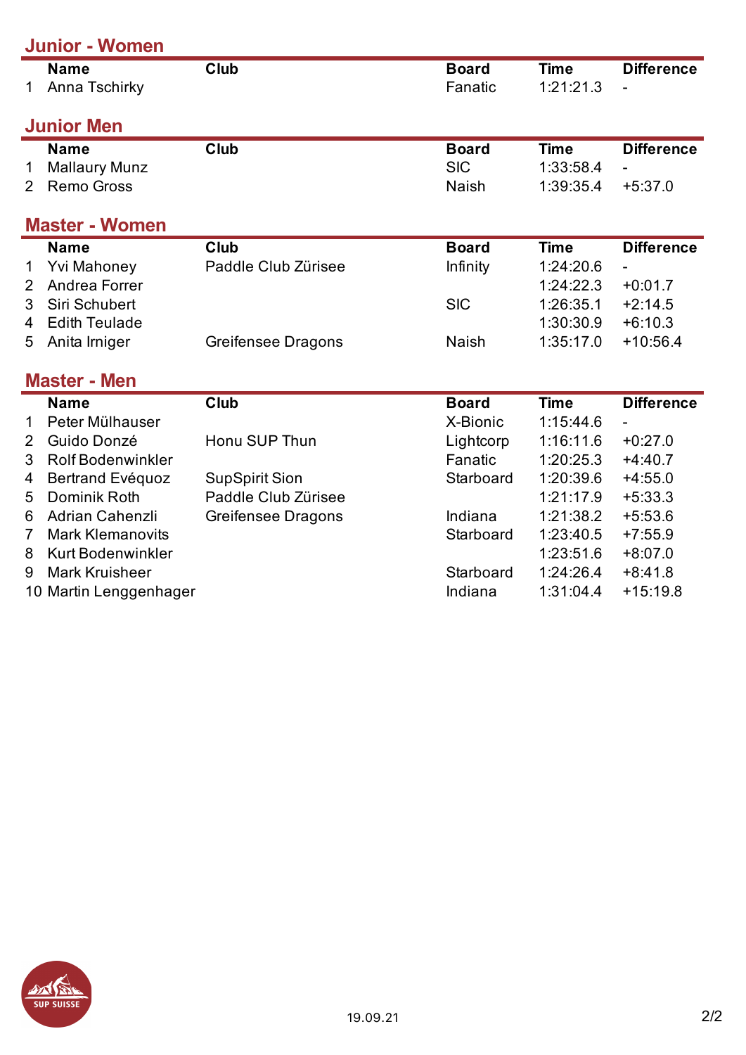## Junior - Women

| | Name | Club | Board | Time | Difference |
|---|---|---|---|---|---|
| 1 | Anna Tschirky | | Fanatic | 1:21:21.3 | - |

## Junior Men

| | Name | Club | Board | Time | Difference |
|---|---|---|---|---|---|
| 1 | Mallaury Munz | | SIC | 1:33:58.4 | - |
| 2 | Remo Gross | | Naish | 1:39:35.4 | +5:37.0 |

## Master - Women

| | Name | Club | Board | Time | Difference |
|---|---|---|---|---|---|
| 1 | Yvi Mahoney | Paddle Club Zürisee | Infinity | 1:24:20.6 | - |
| 2 | Andrea Forrer | | | 1:24:22.3 | +0:01.7 |
| 3 | Siri Schubert | | SIC | 1:26:35.1 | +2:14.5 |
| 4 | Edith Teulade | | | 1:30:30.9 | +6:10.3 |
| 5 | Anita Irniger | Greifensee Dragons | Naish | 1:35:17.0 | +10:56.4 |

## Master - Men

| | Name | Club | Board | Time | Difference |
|---|---|---|---|---|---|
| 1 | Peter Mülhauser | | X-Bionic | 1:15:44.6 | - |
| 2 | Guido Donzé | Honu SUP Thun | Lightcorp | 1:16:11.6 | +0:27.0 |
| 3 | Rolf Bodenwinkler | | Fanatic | 1:20:25.3 | +4:40.7 |
| 4 | Bertrand Evéquoz | SupSpirit Sion | Starboard | 1:20:39.6 | +4:55.0 |
| 5 | Dominik Roth | Paddle Club Zürisee | | 1:21:17.9 | +5:33.3 |
| 6 | Adrian Cahenzli | Greifensee Dragons | Indiana | 1:21:38.2 | +5:53.6 |
| 7 | Mark Klemanovits | | Starboard | 1:23:40.5 | +7:55.9 |
| 8 | Kurt Bodenwinkler | | | 1:23:51.6 | +8:07.0 |
| 9 | Mark Kruisheer | | Starboard | 1:24:26.4 | +8:41.8 |
| 10 | Martin Lenggenhager | | Indiana | 1:31:04.4 | +15:19.8 |

SUP SUISSE

19.09.21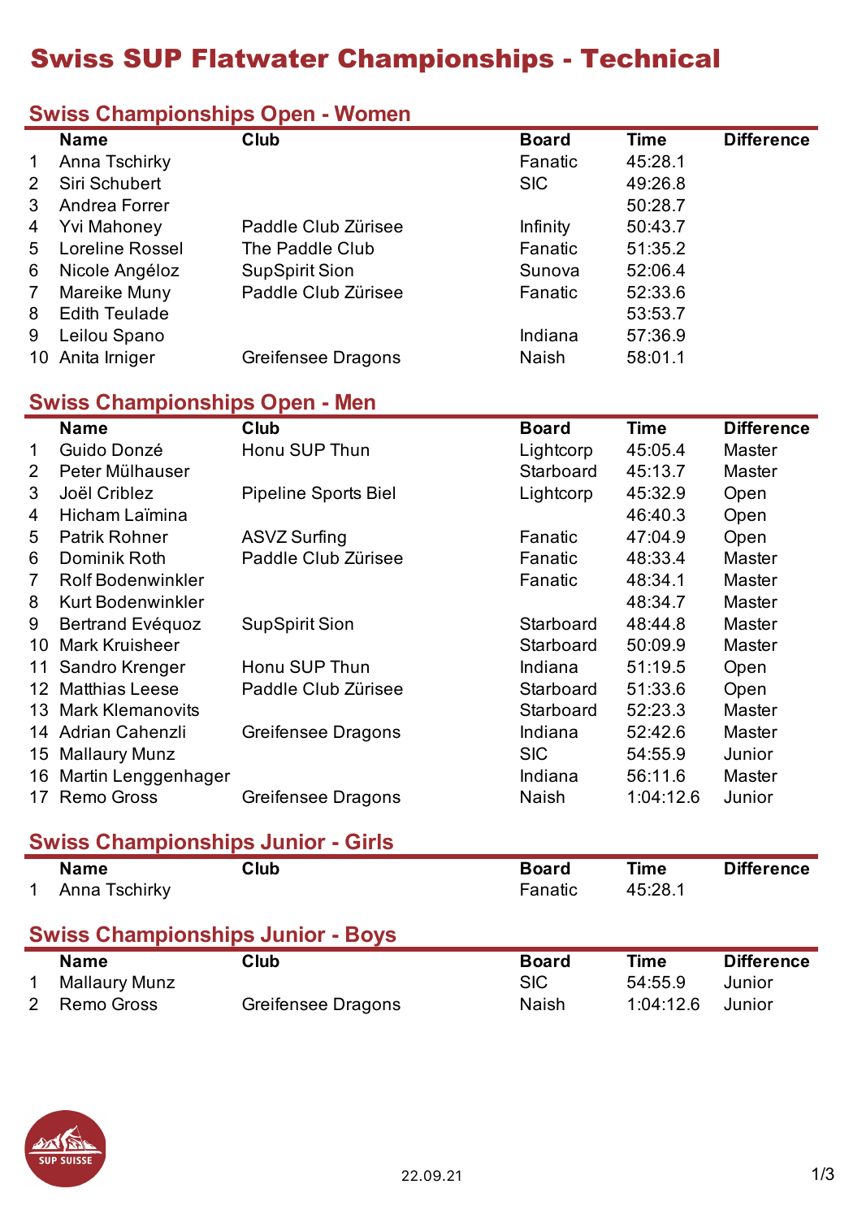# Swiss SUP Flatwater Championships - Technical

## Swiss Championships Open - Women

| | Name | Club | Board | Time | Difference |
|---|---|---|---|---|---|
| 1 | Anna Tschirky | | Fanatic | 45:28.1 | |
| 2 | Siri Schubert | | SIC | 49:26.8 | |
| 3 | Andrea Forrer | | | 50:28.7 | |
| 4 | Yvi Mahoney | Paddle Club Zürisee | Infinity | 50:43.7 | |
| 5 | Loreline Rossel | The Paddle Club | Fanatic | 51:35.2 | |
| 6 | Nicole Angéloz | SupSpirit Sion | Sunova | 52:06.4 | |
| 7 | Mareike Muny | Paddle Club Zürisee | Fanatic | 52:33.6 | |
| 8 | Edith Teulade | | | 53:53.7 | |
| 9 | Leilou Spano | | Indiana | 57:36.9 | |
| 10 | Anita Irniger | Greifensee Dragons | Naish | 58:01.1 | |

## Swiss Championships Open - Men

| | Name | Club | Board | Time | Difference |
|---|---|---|---|---|---|
| 1 | Guido Donzé | Honu SUP Thun | Lightcorp | 45:05.4 | Master |
| 2 | Peter Mülhauser | | Starboard | 45:13.7 | Master |
| 3 | Joël Criblez | Pipeline Sports Biel | Lightcorp | 45:32.9 | Open |
| 4 | Hicham Laïmina | | | 46:40.3 | Open |
| 5 | Patrik Rohner | ASVZ Surfing | Fanatic | 47:04.9 | Open |
| 6 | Dominik Roth | Paddle Club Zürisee | Fanatic | 48:33.4 | Master |
| 7 | Rolf Bodenwinkler | | Fanatic | 48:34.1 | Master |
| 8 | Kurt Bodenwinkler | | | 48:34.7 | Master |
| 9 | Bertrand Evéquoz | SupSpirit Sion | Starboard | 48:44.8 | Master |
| 10 | Mark Kruisheer | | Starboard | 50:09.9 | Master |
| 11 | Sandro Krenger | Honu SUP Thun | Indiana | 51:19.5 | Open |
| 12 | Matthias Leese | Paddle Club Zürisee | Starboard | 51:33.6 | Open |
| 13 | Mark Klemanovits | | Starboard | 52:23.3 | Master |
| 14 | Adrian Cahenzli | Greifensee Dragons | Indiana | 52:42.6 | Master |
| 15 | Mallaury Munz | | SIC | 54:55.9 | Junior |
| 16 | Martin Lenggenhager | | Indiana | 56:11.6 | Master |
| 17 | Remo Gross | Greifensee Dragons | Naish | 1:04:12.6 | Junior |

## Swiss Championships Junior - Girls

| | Name | Club | Board | Time | Difference |
|---|---|---|---|---|---|
| 1 | Anna Tschirky | | Fanatic | 45:28.1 | |

## Swiss Championships Junior - Boys

| | Name | Club | Board | Time | Difference |
|---|---|---|---|---|---|
| 1 | Mallaury Munz | | SIC | 54:55.9 | Junior |
| 2 | Remo Gross | Greifensee Dragons | Naish | 1:04:12.6 | Junior |

SUP SUISSE

22.09.21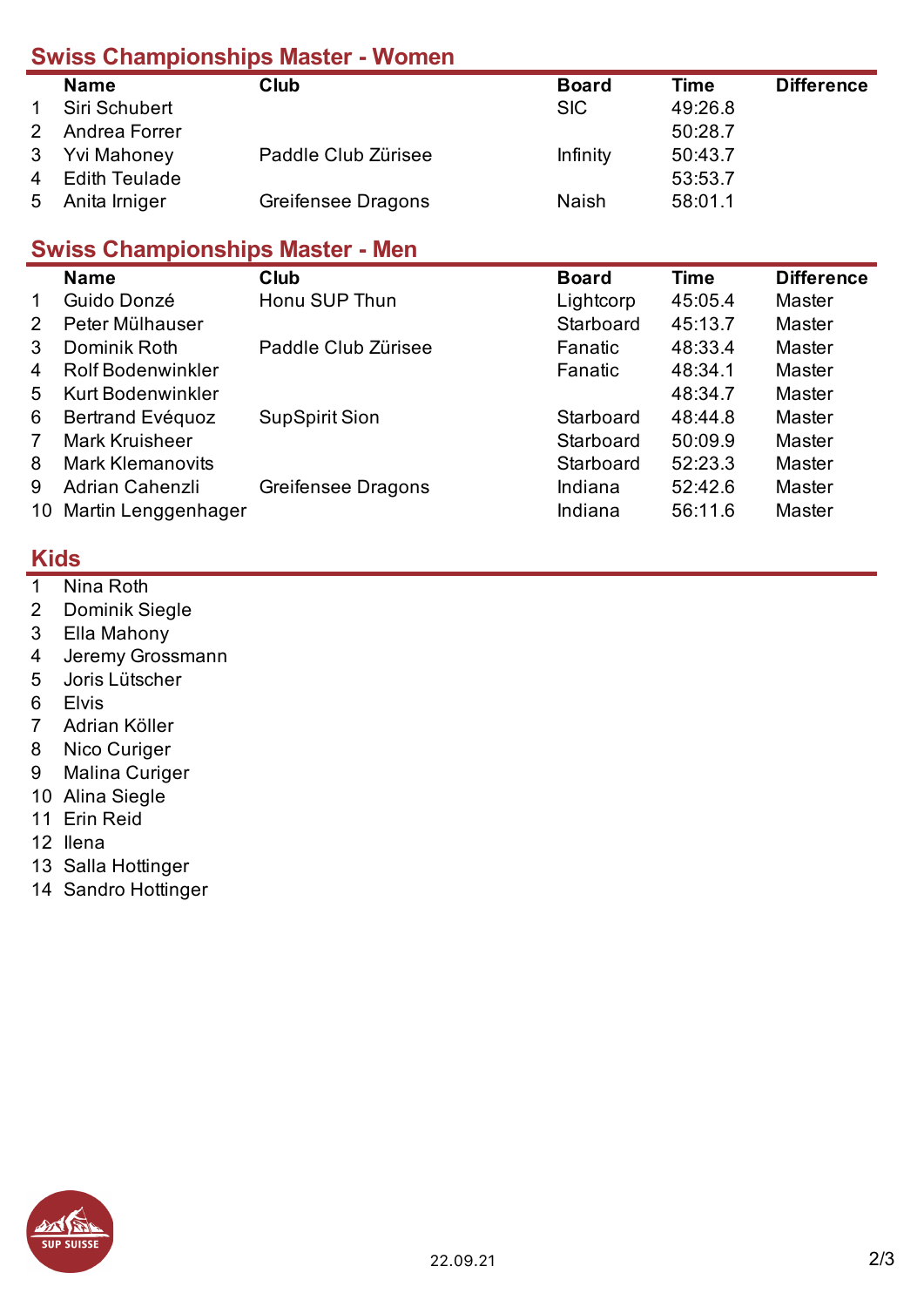## Swiss Championships Master - Women

| | Name | Club | Board | Time | Difference |
|---|---|---|---|---|---|
| 1 | Siri Schubert | | SIC | 49:26.8 | |
| 2 | Andrea Forrer | | | 50:28.7 | |
| 3 | Yvi Mahoney | Paddle Club Zürisee | Infinity | 50:43.7 | |
| 4 | Edith Teulade | | | 53:53.7 | |
| 5 | Anita Irniger | Greifensee Dragons | Naish | 58:01.1 | |

## Swiss Championships Master - Men

| | Name | Club | Board | Time | Difference |
|---|---|---|---|---|---|
| 1 | Guido Donzé | Honu SUP Thun | Lightcorp | 45:05.4 | Master |
| 2 | Peter Mülhauser | | Starboard | 45:13.7 | Master |
| 3 | Dominik Roth | Paddle Club Zürisee | Fanatic | 48:33.4 | Master |
| 4 | Rolf Bodenwinkler | | Fanatic | 48:34.1 | Master |
| 5 | Kurt Bodenwinkler | | | 48:34.7 | Master |
| 6 | Bertrand Evéquoz | SupSpirit Sion | Starboard | 48:44.8 | Master |
| 7 | Mark Kruisheer | | Starboard | 50:09.9 | Master |
| 8 | Mark Klemanovits | | Starboard | 52:23.3 | Master |
| 9 | Adrian Cahenzli | Greifensee Dragons | Indiana | 52:42.6 | Master |
| 10 | Martin Lenggenhager | | Indiana | 56:11.6 | Master |

## Kids

| | |
|---|---|
| 1 | Nina Roth |
| 2 | Dominik Siegle |
| 3 | Ella Mahony |
| 4 | Jeremy Grossmann |
| 5 | Joris Lütscher |
| 6 | Elvis |
| 7 | Adrian Köller |
| 8 | Nico Curiger |
| 9 | Malina Curiger |
| 10 | Alina Siegle |
| 11 | Erin Reid |
| 12 | Ilena |
| 13 | Salla Hottinger |
| 14 | Sandro Hottinger |

SUP SUISSE

22.09.21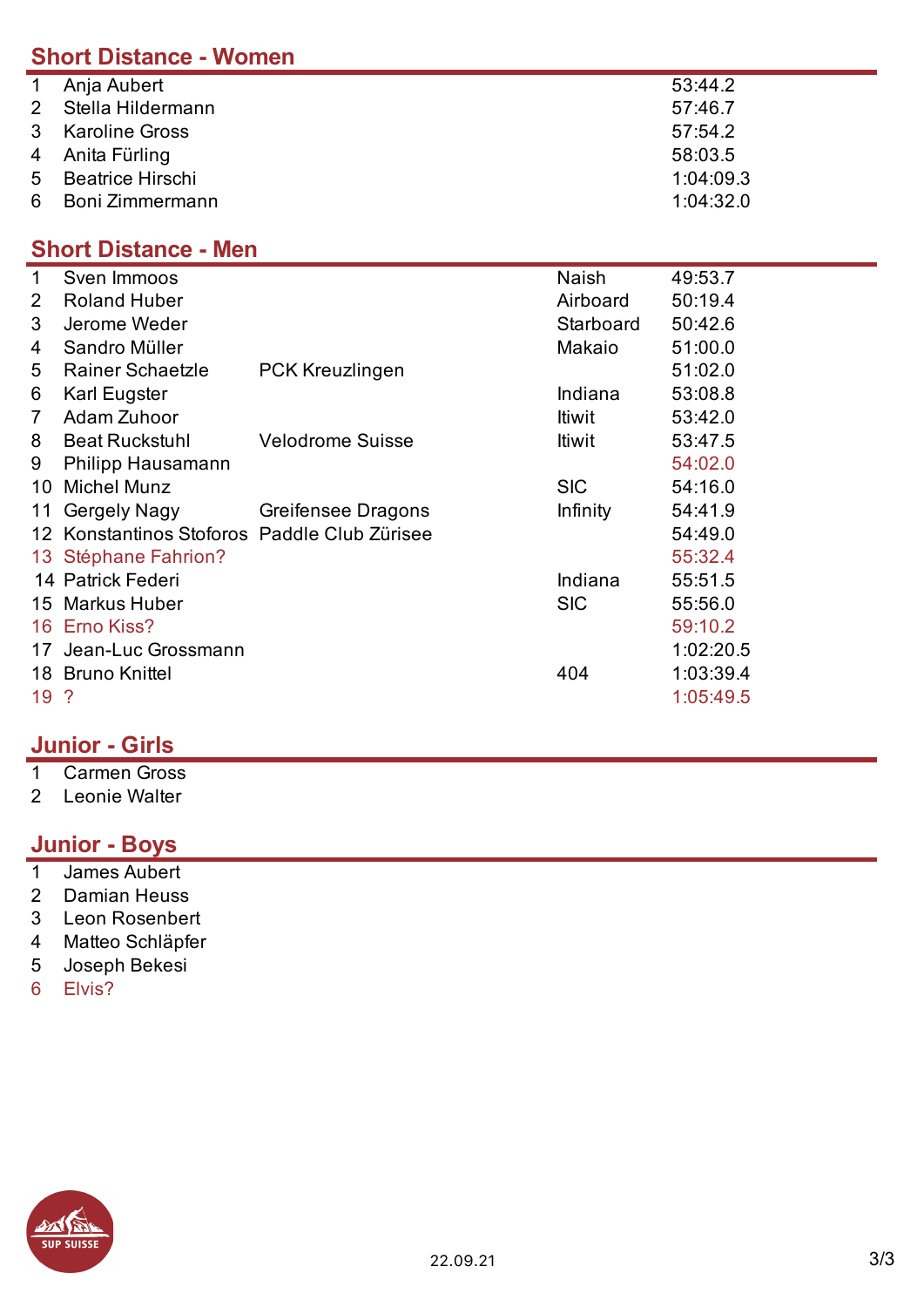## Short Distance - Women

| | | |
|---|---|---|
| 1 | Anja Aubert | 53:44.2 |
| 2 | Stella Hildermann | 57:46.7 |
| 3 | Karoline Gross | 57:54.2 |
| 4 | Anita Fürling | 58:03.5 |
| 5 | Beatrice Hirschi | 1:04:09.3 |
| 6 | Boni Zimmermann | 1:04:32.0 |

## Short Distance - Men

| | | | | |
|---|---|---|---|---|
| 1 | Sven Immoos | | Naish | 49:53.7 |
| 2 | Roland Huber | | Airboard | 50:19.4 |
| 3 | Jerome Weder | | Starboard | 50:42.6 |
| 4 | Sandro Müller | | Makaio | 51:00.0 |
| 5 | Rainer Schaetzle | PCK Kreuzlingen | | 51:02.0 |
| 6 | Karl Eugster | | Indiana | 53:08.8 |
| 7 | Adam Zuhoor | | Itiwit | 53:42.0 |
| 8 | Beat Ruckstuhl | Velodrome Suisse | Itiwit | 53:47.5 |
| 9 | Philipp Hausamann | | | 54:02.0 |
| 10 | Michel Munz | | SIC | 54:16.0 |
| 11 | Gergely Nagy | Greifensee Dragons | Infinity | 54:41.9 |
| 12 | Konstantinos Stoforos | Paddle Club Zürisee | | 54:49.0 |
| 13 | Stéphane Fahrion? | | | 55:32.4 |
| 14 | Patrick Federi | | Indiana | 55:51.5 |
| 15 | Markus Huber | | SIC | 55:56.0 |
| 16 | Erno Kiss? | | | 59:10.2 |
| 17 | Jean-Luc Grossmann | | | 1:02:20.5 |
| 18 | Bruno Knittel | | 404 | 1:03:39.4 |
| 19 | ? | | | 1:05:49.5 |

## Junior - Girls

| | |
|---|---|
| 1 | Carmen Gross |
| 2 | Leonie Walter |

## Junior - Boys

| | |
|---|---|
| 1 | James Aubert |
| 2 | Damian Heuss |
| 3 | Leon Rosenbert |
| 4 | Matteo Schläpfer |
| 5 | Joseph Bekesi |
| 6 | Elvis? |

SUP SUISSE

22.09.21